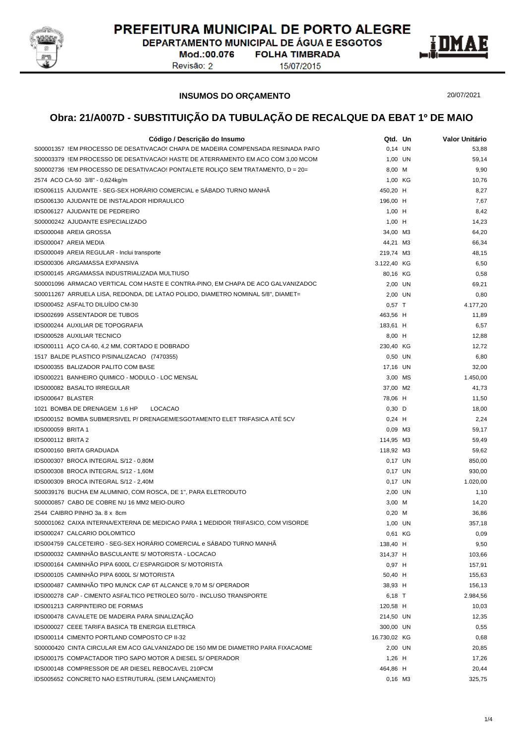# PREFEITURA MUNICIPAL DE PORTO ALEGRE

DEPARTAMENTO MUNICIPAL DE ÁGUA E ESGOTOS

Mod.:00.076 FOLHA TIMBRADA

Revisão: 2 15/07/2015

**INSUMOS DO ORÇAMENTO** 20/07/2021

## Obra: 21/A007D - SUBSTITUIÇÃO DA TUBULAÇÃO DE RECALQUE DA EBAT 1º DE MAIO

| Código / Descrição do Insumo | Qtd. | Un | Valor Unitário |
|---|---|---|---|
| S00001357 !EM PROCESSO DE DESATIVACAO! CHAPA DE MADEIRA COMPENSADA RESINADA PAFO | 0,14 | UN | 53,88 |
| S00003379 !EM PROCESSO DE DESATIVACAO! HASTE DE ATERRAMENTO EM ACO COM 3,00 MCOM | 1,00 | UN | 59,14 |
| S00002736 !EM PROCESSO DE DESATIVACAO! PONTALETE ROLIÇO SEM TRATAMENTO, D = 20= | 8,00 | M | 9,90 |
| 2574 ACO CA-50 3/8" - 0,624kg/m | 1,00 | KG | 10,76 |
| IDS006115 AJUDANTE - SEG-SEX HORÁRIO COMERCIAL e SÁBADO TURNO MANHÃ | 450,20 | H | 8,27 |
| IDS006130 AJUDANTE DE INSTALADOR HIDRAULICO | 196,00 | H | 7,67 |
| IDS006127 AJUDANTE DE PEDREIRO | 1,00 | H | 8,42 |
| S00000242 AJUDANTE ESPECIALIZADO | 1,00 | H | 14,23 |
| IDS000048 AREIA GROSSA | 34,00 | M3 | 64,20 |
| IDS000047 AREIA MEDIA | 44,21 | M3 | 66,34 |
| IDS000049 AREIA REGULAR - Inclui transporte | 219,74 | M3 | 48,15 |
| IDS000306 ARGAMASSA EXPANSIVA | 3.122,40 | KG | 6,50 |
| IDS000145 ARGAMASSA INDUSTRIALIZADA MULTIUSO | 80,16 | KG | 0,58 |
| S00001096 ARMACAO VERTICAL COM HASTE E CONTRA-PINO, EM CHAPA DE ACO GALVANIZADOC | 2,00 | UN | 69,21 |
| S00011267 ARRUELA LISA, REDONDA, DE LATAO POLIDO, DIAMETRO NOMINAL 5/8", DIAMET= | 2,00 | UN | 0,80 |
| IDS000452 ASFALTO DILUÍDO CM-30 | 0,57 | T | 4.177,20 |
| IDS002699 ASSENTADOR DE TUBOS | 463,56 | H | 11,89 |
| IDS000244 AUXILIAR DE TOPOGRAFIA | 183,61 | H | 6,57 |
| IDS000528 AUXILIAR TECNICO | 8,00 | H | 12,88 |
| IDS000111 AÇO CA-60, 4,2 MM, CORTADO E DOBRADO | 230,40 | KG | 12,72 |
| 1517 BALDE PLASTICO P/SINALIZACAO (7470355) | 0,50 | UN | 6,80 |
| IDS000355 BALIZADOR PALITO COM BASE | 17,16 | UN | 32,00 |
| IDS000221 BANHEIRO QUIMICO - MODULO - LOC MENSAL | 3,00 | MS | 1.450,00 |
| IDS000082 BASALTO IRREGULAR | 37,00 | M2 | 41,73 |
| IDS000647 BLASTER | 78,06 | H | 11,50 |
| 1021 BOMBA DE DRENAGEM 1,6 HP LOCACAO | 0,30 | D | 18,00 |
| IDS000152 BOMBA SUBMERSIVEL P/ DRENAGEM/ESGOTAMENTO ELET TRIFASICA ATÉ 5CV | 0,24 | H | 2,24 |
| IDS000059 BRITA 1 | 0,09 | M3 | 59,17 |
| IDS000112 BRITA 2 | 114,95 | M3 | 59,49 |
| IDS000160 BRITA GRADUADA | 118,92 | M3 | 59,62 |
| IDS000307 BROCA INTEGRAL S/12 - 0,80M | 0,17 | UN | 850,00 |
| IDS000308 BROCA INTEGRAL S/12 - 1,60M | 0,17 | UN | 930,00 |
| IDS000309 BROCA INTEGRAL S/12 - 2,40M | 0,17 | UN | 1.020,00 |
| S00039176 BUCHA EM ALUMINIO, COM ROSCA, DE 1", PARA ELETRODUTO | 2,00 | UN | 1,10 |
| S00000857 CABO DE COBRE NU 16 MM2 MEIO-DURO | 3,00 | M | 14,20 |
| 2544 CAIBRO PINHO 3a. 8 x 8cm | 0,20 | M | 36,86 |
| S00001062 CAIXA INTERNA/EXTERNA DE MEDICAO PARA 1 MEDIDOR TRIFASICO, COM VISORDE | 1,00 | UN | 357,18 |
| IDS000247 CALCARIO DOLOMITICO | 0,61 | KG | 0,09 |
| IDS004759 CALCETEIRO - SEG-SEX HORÁRIO COMERCIAL e SÁBADO TURNO MANHÃ | 138,40 | H | 9,50 |
| IDS000032 CAMINHÃO BASCULANTE S/ MOTORISTA - LOCACAO | 314,37 | H | 103,66 |
| IDS000164 CAMINHÃO PIPA 6000L C/ ESPARGIDOR S/ MOTORISTA | 0,97 | H | 157,91 |
| IDS000105 CAMINHÃO PIPA 6000L S/ MOTORISTA | 50,40 | H | 155,63 |
| IDS000487 CAMINHÃO TIPO MUNCK CAP 6T ALCANCE 9,70 M S/ OPERADOR | 38,93 | H | 156,13 |
| IDS000278 CAP - CIMENTO ASFALTICO PETROLEO 50/70 - INCLUSO TRANSPORTE | 6,18 | T | 2.984,56 |
| IDS001213 CARPINTEIRO DE FORMAS | 120,58 | H | 10,03 |
| IDS000478 CAVALETE DE MADEIRA PARA SINALIZAÇÃO | 214,50 | UN | 12,35 |
| IDS000027 CEEE TARIFA BASICA TB ENERGIA ELETRICA | 300,00 | UN | 0,55 |
| IDS000114 CIMENTO PORTLAND COMPOSTO CP II-32 | 16.730,02 | KG | 0,68 |
| S00000420 CINTA CIRCULAR EM ACO GALVANIZADO DE 150 MM DE DIAMETRO PARA FIXACAOME | 2,00 | UN | 20,85 |
| IDS000175 COMPACTADOR TIPO SAPO MOTOR A DIESEL S/ OPERADOR | 1,26 | H | 17,26 |
| IDS000148 COMPRESSOR DE AR DIESEL REBOCAVEL 210PCM | 464,86 | H | 20,44 |
| IDS005652 CONCRETO NAO ESTRUTURAL (SEM LANÇAMENTO) | 0,16 | M3 | 325,75 |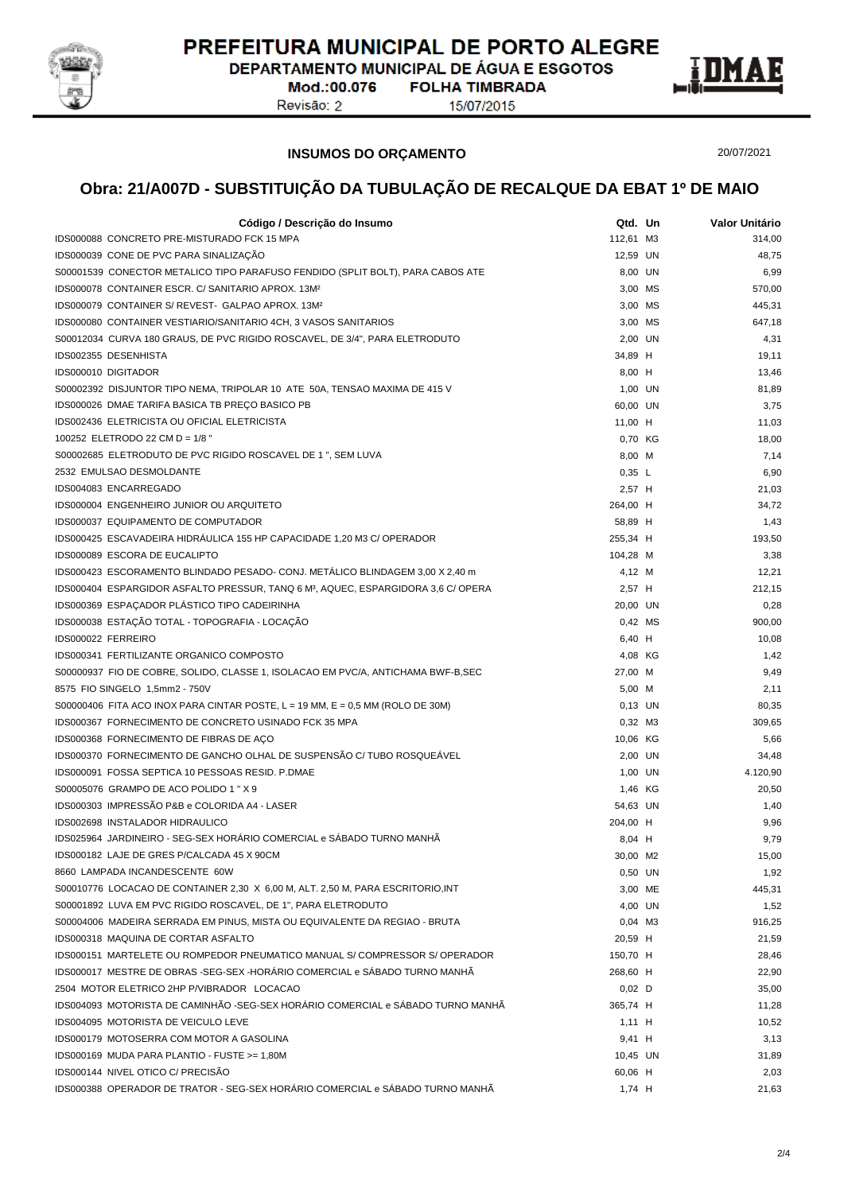# PREFEITURA MUNICIPAL DE PORTO ALEGRE

DEPARTAMENTO MUNICIPAL DE ÁGUA E ESGOTOS

Mod.:00.076 **FOLHA TIMBRADA**

Revisão: 2 15/07/2015

**INSUMOS DO ORÇAMENTO**

20/07/2021

## Obra: 21/A007D - SUBSTITUIÇÃO DA TUBULAÇÃO DE RECALQUE DA EBAT 1º DE MAIO

| Código / Descrição do Insumo | Qtd. | Un | Valor Unitário |
|---|---|---|---|
| IDS000088 CONCRETO PRE-MISTURADO FCK 15 MPA | 112,61 | M3 | 314,00 |
| IDS000039 CONE DE PVC PARA SINALIZAÇÃO | 12,59 | UN | 48,75 |
| S00001539 CONECTOR METALICO TIPO PARAFUSO FENDIDO (SPLIT BOLT), PARA CABOS ATE | 8,00 | UN | 6,99 |
| IDS000078 CONTAINER ESCR. C/ SANITARIO APROX. 13M² | 3,00 | MS | 570,00 |
| IDS000079 CONTAINER S/ REVEST- GALPAO APROX. 13M² | 3,00 | MS | 445,31 |
| IDS000080 CONTAINER VESTIARIO/SANITARIO 4CH, 3 VASOS SANITARIOS | 3,00 | MS | 647,18 |
| S00012034 CURVA 180 GRAUS, DE PVC RIGIDO ROSCAVEL, DE 3/4", PARA ELETRODUTO | 2,00 | UN | 4,31 |
| IDS002355 DESENHISTA | 34,89 | H | 19,11 |
| IDS000010 DIGITADOR | 8,00 | H | 13,46 |
| S00002392 DISJUNTOR TIPO NEMA, TRIPOLAR 10 ATE 50A, TENSAO MAXIMA DE 415 V | 1,00 | UN | 81,89 |
| IDS000026 DMAE TARIFA BASICA TB PREÇO BASICO PB | 60,00 | UN | 3,75 |
| IDS002436 ELETRICISTA OU OFICIAL ELETRICISTA | 11,00 | H | 11,03 |
| 100252 ELETRODO 22 CM D = 1/8 " | 0,70 | KG | 18,00 |
| S00002685 ELETRODUTO DE PVC RIGIDO ROSCAVEL DE 1 ", SEM LUVA | 8,00 | M | 7,14 |
| 2532 EMULSAO DESMOLDANTE | 0,35 | L | 6,90 |
| IDS004083 ENCARREGADO | 2,57 | H | 21,03 |
| IDS000004 ENGENHEIRO JUNIOR OU ARQUITETO | 264,00 | H | 34,72 |
| IDS000037 EQUIPAMENTO DE COMPUTADOR | 58,89 | H | 1,43 |
| IDS000425 ESCAVADEIRA HIDRÁULICA 155 HP CAPACIDADE 1,20 M3 C/ OPERADOR | 255,34 | H | 193,50 |
| IDS000089 ESCORA DE EUCALIPTO | 104,28 | M | 3,38 |
| IDS000423 ESCORAMENTO BLINDADO PESADO- CONJ. METÁLICO BLINDAGEM 3,00 X 2,40 m | 4,12 | M | 12,21 |
| IDS000404 ESPARGIDOR ASFALTO PRESSUR, TANQ 6 M³, AQUEC, ESPARGIDORA 3,6 C/ OPERA | 2,57 | H | 212,15 |
| IDS000369 ESPAÇADOR PLÁSTICO TIPO CADEIRINHA | 20,00 | UN | 0,28 |
| IDS000038 ESTAÇÃO TOTAL - TOPOGRAFIA - LOCAÇÃO | 0,42 | MS | 900,00 |
| IDS000022 FERREIRO | 6,40 | H | 10,08 |
| IDS000341 FERTILIZANTE ORGANICO COMPOSTO | 4,08 | KG | 1,42 |
| S00000937 FIO DE COBRE, SOLIDO, CLASSE 1, ISOLACAO EM PVC/A, ANTICHAMA BWF-B,SEC | 27,00 | M | 9,49 |
| 8575 FIO SINGELO 1,5mm2 - 750V | 5,00 | M | 2,11 |
| S00000406 FITA ACO INOX PARA CINTAR POSTE, L = 19 MM, E = 0,5 MM (ROLO DE 30M) | 0,13 | UN | 80,35 |
| IDS000367 FORNECIMENTO DE CONCRETO USINADO FCK 35 MPA | 0,32 | M3 | 309,65 |
| IDS000368 FORNECIMENTO DE FIBRAS DE AÇO | 10,06 | KG | 5,66 |
| IDS000370 FORNECIMENTO DE GANCHO OLHAL DE SUSPENSÃO C/ TUBO ROSQUEÁVEL | 2,00 | UN | 34,48 |
| IDS000091 FOSSA SEPTICA 10 PESSOAS RESID. P.DMAE | 1,00 | UN | 4.120,90 |
| S00005076 GRAMPO DE ACO POLIDO 1 " X 9 | 1,46 | KG | 20,50 |
| IDS000303 IMPRESSÃO P&B e COLORIDA A4 - LASER | 54,63 | UN | 1,40 |
| IDS002698 INSTALADOR HIDRAULICO | 204,00 | H | 9,96 |
| IDS025964 JARDINEIRO - SEG-SEX HORÁRIO COMERCIAL e SÁBADO TURNO MANHÃ | 8,04 | H | 9,79 |
| IDS000182 LAJE DE GRES P/CALCADA 45 X 90CM | 30,00 | M2 | 15,00 |
| 8660 LAMPADA INCANDESCENTE 60W | 0,50 | UN | 1,92 |
| S00010776 LOCACAO DE CONTAINER 2,30 X 6,00 M, ALT. 2,50 M, PARA ESCRITORIO,INT | 3,00 | ME | 445,31 |
| S00001892 LUVA EM PVC RIGIDO ROSCAVEL, DE 1", PARA ELETRODUTO | 4,00 | UN | 1,52 |
| S00004006 MADEIRA SERRADA EM PINUS, MISTA OU EQUIVALENTE DA REGIAO - BRUTA | 0,04 | M3 | 916,25 |
| IDS000318 MAQUINA DE CORTAR ASFALTO | 20,59 | H | 21,59 |
| IDS000151 MARTELETE OU ROMPEDOR PNEUMATICO MANUAL S/ COMPRESSOR S/ OPERADOR | 150,70 | H | 28,46 |
| IDS000017 MESTRE DE OBRAS -SEG-SEX -HORÁRIO COMERCIAL e SÁBADO TURNO MANHÃ | 268,60 | H | 22,90 |
| 2504 MOTOR ELETRICO 2HP P/VIBRADOR LOCACAO | 0,02 | D | 35,00 |
| IDS004093 MOTORISTA DE CAMINHÃO -SEG-SEX HORÁRIO COMERCIAL e SÁBADO TURNO MANHÃ | 365,74 | H | 11,28 |
| IDS004095 MOTORISTA DE VEICULO LEVE | 1,11 | H | 10,52 |
| IDS000179 MOTOSERRA COM MOTOR A GASOLINA | 9,41 | H | 3,13 |
| IDS000169 MUDA PARA PLANTIO - FUSTE >= 1,80M | 10,45 | UN | 31,89 |
| IDS000144 NIVEL OTICO C/ PRECISÃO | 60,06 | H | 2,03 |
| IDS000388 OPERADOR DE TRATOR - SEG-SEX HORÁRIO COMERCIAL e SÁBADO TURNO MANHÃ | 1,74 | H | 21,63 |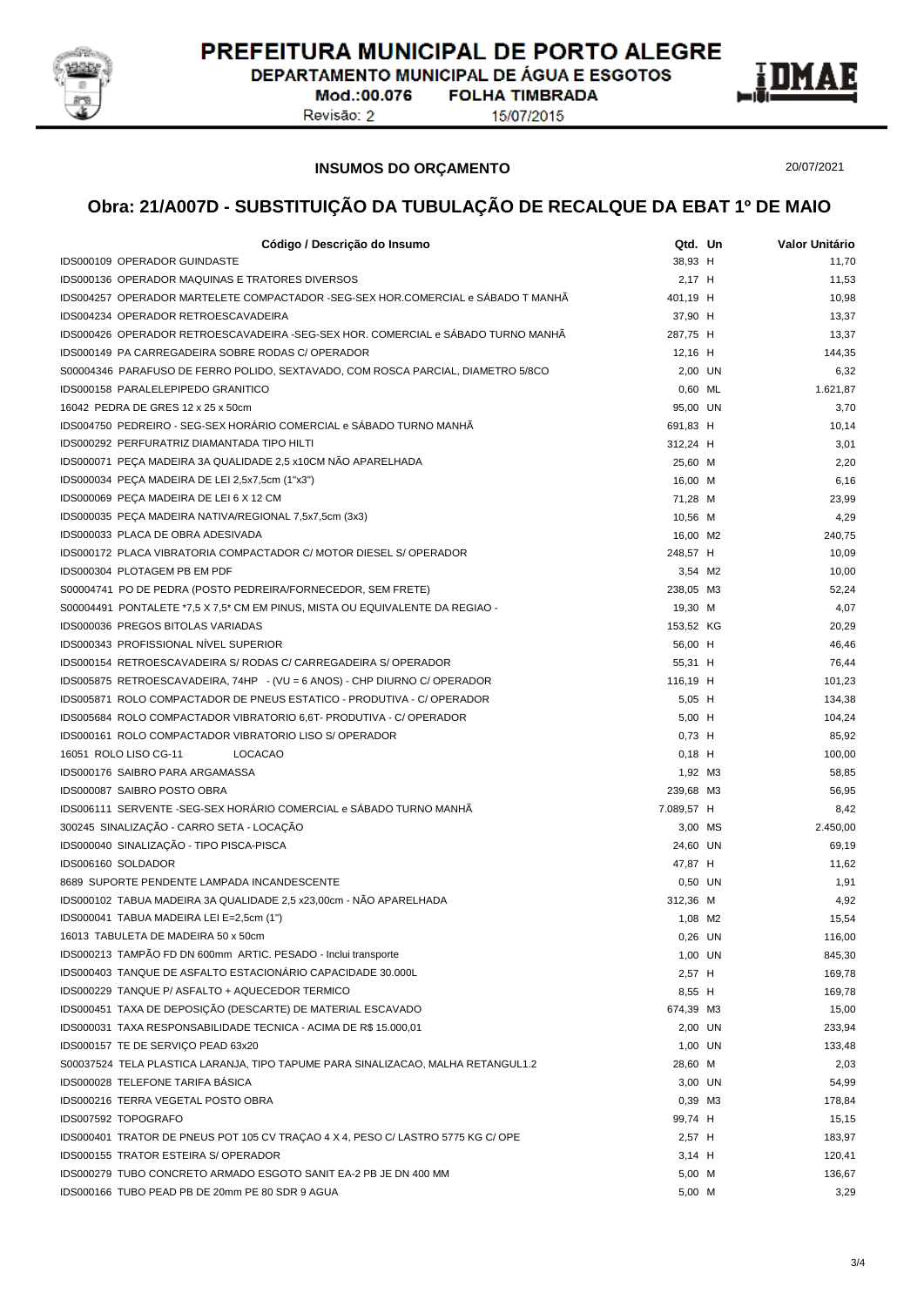PREFEITURA MUNICIPAL DE PORTO ALEGRE
DEPARTAMENTO MUNICIPAL DE ÁGUA E ESGOTOS
Mod.:00.076 FOLHA TIMBRADA
Revisão: 2 15/07/2015

**INSUMOS DO ORÇAMENTO**

20/07/2021

## Obra: 21/A007D - SUBSTITUIÇÃO DA TUBULAÇÃO DE RECALQUE DA EBAT 1º DE MAIO

| Código / Descrição do Insumo | Qtd. | Un | Valor Unitário |
|---|---|---|---|
| IDS000109 OPERADOR GUINDASTE | 38,93 | H | 11,70 |
| IDS000136 OPERADOR MAQUINAS E TRATORES DIVERSOS | 2,17 | H | 11,53 |
| IDS004257 OPERADOR MARTELETE COMPACTADOR -SEG-SEX HOR.COMERCIAL e SÁBADO T MANHÃ | 401,19 | H | 10,98 |
| IDS004234 OPERADOR RETROESCAVADEIRA | 37,90 | H | 13,37 |
| IDS000426 OPERADOR RETROESCAVADEIRA -SEG-SEX HOR. COMERCIAL e SÁBADO TURNO MANHÃ | 287,75 | H | 13,37 |
| IDS000149 PA CARREGADEIRA SOBRE RODAS C/ OPERADOR | 12,16 | H | 144,35 |
| S00004346 PARAFUSO DE FERRO POLIDO, SEXTAVADO, COM ROSCA PARCIAL, DIAMETRO 5/8CO | 2,00 | UN | 6,32 |
| IDS000158 PARALELEPIPEDO GRANITICO | 0,60 | ML | 1.621,87 |
| 16042 PEDRA DE GRES 12 x 25 x 50cm | 95,00 | UN | 3,70 |
| IDS004750 PEDREIRO - SEG-SEX HORÁRIO COMERCIAL e SÁBADO TURNO MANHÃ | 691,83 | H | 10,14 |
| IDS000292 PERFURATRIZ DIAMANTADA TIPO HILTI | 312,24 | H | 3,01 |
| IDS000071 PEÇA MADEIRA 3A QUALIDADE 2,5 x10CM NÃO APARELHADA | 25,60 | M | 2,20 |
| IDS000034 PEÇA MADEIRA DE LEI 2,5x7,5cm (1"x3") | 16,00 | M | 6,16 |
| IDS000069 PEÇA MADEIRA DE LEI 6 X 12 CM | 71,28 | M | 23,99 |
| IDS000035 PEÇA MADEIRA NATIVA/REGIONAL 7,5x7,5cm (3x3) | 10,56 | M | 4,29 |
| IDS000033 PLACA DE OBRA ADESIVADA | 16,00 | M2 | 240,75 |
| IDS000172 PLACA VIBRATORIA COMPACTADOR C/ MOTOR DIESEL S/ OPERADOR | 248,57 | H | 10,09 |
| IDS000304 PLOTAGEM PB EM PDF | 3,54 | M2 | 10,00 |
| S00004741 PO DE PEDRA (POSTO PEDREIRA/FORNECEDOR, SEM FRETE) | 238,05 | M3 | 52,24 |
| S00004491 PONTALETE *7,5 X 7,5* CM EM PINUS, MISTA OU EQUIVALENTE DA REGIAO - | 19,30 | M | 4,07 |
| IDS000036 PREGOS BITOLAS VARIADAS | 153,52 | KG | 20,29 |
| IDS000343 PROFISSIONAL NÍVEL SUPERIOR | 56,00 | H | 46,46 |
| IDS000154 RETROESCAVADEIRA S/ RODAS C/ CARREGADEIRA S/ OPERADOR | 55,31 | H | 76,44 |
| IDS005875 RETROESCAVADEIRA, 74HP - (VU = 6 ANOS) - CHP DIURNO C/ OPERADOR | 116,19 | H | 101,23 |
| IDS005871 ROLO COMPACTADOR DE PNEUS ESTATICO - PRODUTIVA - C/ OPERADOR | 5,05 | H | 134,38 |
| IDS005684 ROLO COMPACTADOR VIBRATORIO 6,6T- PRODUTIVA - C/ OPERADOR | 5,00 | H | 104,24 |
| IDS000161 ROLO COMPACTADOR VIBRATORIO LISO S/ OPERADOR | 0,73 | H | 85,92 |
| 16051 ROLO LISO CG-11 LOCACAO | 0,18 | H | 100,00 |
| IDS000176 SAIBRO PARA ARGAMASSA | 1,92 | M3 | 58,85 |
| IDS000087 SAIBRO POSTO OBRA | 239,68 | M3 | 56,95 |
| IDS006111 SERVENTE -SEG-SEX HORÁRIO COMERCIAL e SÁBADO TURNO MANHÃ | 7.089,57 | H | 8,42 |
| 300245 SINALIZAÇÃO - CARRO SETA - LOCAÇÃO | 3,00 | MS | 2.450,00 |
| IDS000040 SINALIZAÇÃO - TIPO PISCA-PISCA | 24,60 | UN | 69,19 |
| IDS006160 SOLDADOR | 47,87 | H | 11,62 |
| 8689 SUPORTE PENDENTE LAMPADA INCANDESCENTE | 0,50 | UN | 1,91 |
| IDS000102 TABUA MADEIRA 3A QUALIDADE 2,5 x23,00cm - NÃO APARELHADA | 312,36 | M | 4,92 |
| IDS000041 TABUA MADEIRA LEI E=2,5cm (1") | 1,08 | M2 | 15,54 |
| 16013 TABULETA DE MADEIRA 50 x 50cm | 0,26 | UN | 116,00 |
| IDS000213 TAMPÃO FD DN 600mm ARTIC. PESADO - Inclui transporte | 1,00 | UN | 845,30 |
| IDS000403 TANQUE DE ASFALTO ESTACIONÁRIO CAPACIDADE 30.000L | 2,57 | H | 169,78 |
| IDS000229 TANQUE P/ ASFALTO + AQUECEDOR TERMICO | 8,55 | H | 169,78 |
| IDS000451 TAXA DE DEPOSIÇÃO (DESCARTE) DE MATERIAL ESCAVADO | 674,39 | M3 | 15,00 |
| IDS000031 TAXA RESPONSABILIDADE TECNICA - ACIMA DE R$ 15.000,01 | 2,00 | UN | 233,94 |
| IDS000157 TE DE SERVIÇO PEAD 63x20 | 1,00 | UN | 133,48 |
| S00037524 TELA PLASTICA LARANJA, TIPO TAPUME PARA SINALIZACAO, MALHA RETANGUL1.2 | 28,60 | M | 2,03 |
| IDS000028 TELEFONE TARIFA BÁSICA | 3,00 | UN | 54,99 |
| IDS000216 TERRA VEGETAL POSTO OBRA | 0,39 | M3 | 178,84 |
| IDS007592 TOPOGRAFO | 99,74 | H | 15,15 |
| IDS000401 TRATOR DE PNEUS POT 105 CV TRAÇAO 4 X 4, PESO C/ LASTRO 5775 KG C/ OPE | 2,57 | H | 183,97 |
| IDS000155 TRATOR ESTEIRA S/ OPERADOR | 3,14 | H | 120,41 |
| IDS000279 TUBO CONCRETO ARMADO ESGOTO SANIT EA-2 PB JE DN 400 MM | 5,00 | M | 136,67 |
| IDS000166 TUBO PEAD PB DE 20mm PE 80 SDR 9 AGUA | 5,00 | M | 3,29 |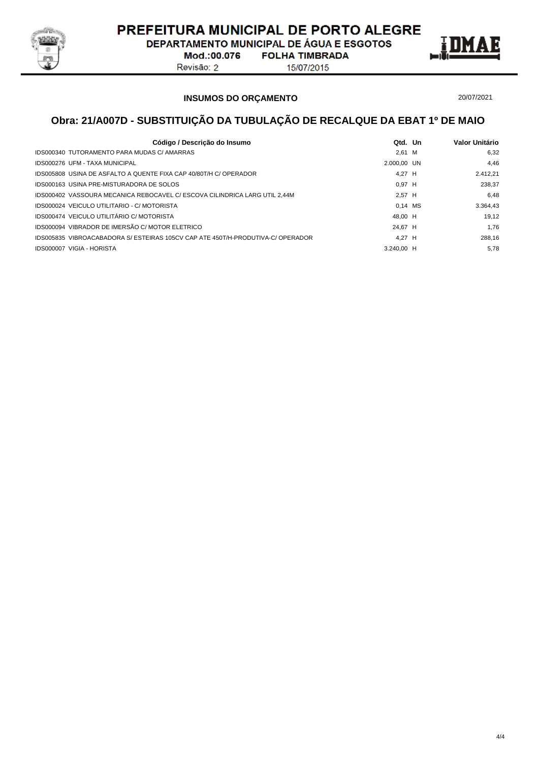PREFEITURA MUNICIPAL DE PORTO ALEGRE
DEPARTAMENTO MUNICIPAL DE ÁGUA E ESGOTOS
Mod.:00.076 FOLHA TIMBRADA
Revisão: 2 15/07/2015

DMAE

**INSUMOS DO ORÇAMENTO**

20/07/2021

## Obra: 21/A007D - SUBSTITUIÇÃO DA TUBULAÇÃO DE RECALQUE DA EBAT 1º DE MAIO

| Código / Descrição do Insumo | Qtd. | Un | Valor Unitário |
|---|---|---|---|
| IDS000340 TUTORAMENTO PARA MUDAS C/ AMARRAS | 2,61 | M | 6,32 |
| IDS000276 UFM - TAXA MUNICIPAL | 2.000,00 | UN | 4,46 |
| IDS005808 USINA DE ASFALTO A QUENTE FIXA CAP 40/80T/H C/ OPERADOR | 4,27 | H | 2.412,21 |
| IDS000163 USINA PRE-MISTURADORA DE SOLOS | 0,97 | H | 238,37 |
| IDS000402 VASSOURA MECANICA REBOCAVEL C/ ESCOVA CILINDRICA LARG UTIL 2,44M | 2,57 | H | 6,48 |
| IDS000024 VEICULO UTILITARIO - C/ MOTORISTA | 0,14 | MS | 3.364,43 |
| IDS000474 VEICULO UTILITÁRIO C/ MOTORISTA | 48,00 | H | 19,12 |
| IDS000094 VIBRADOR DE IMERSÃO C/ MOTOR ELETRICO | 24,67 | H | 1,76 |
| IDS005835 VIBROACABADORA S/ ESTEIRAS 105CV CAP ATE 450T/H-PRODUTIVA-C/ OPERADOR | 4,27 | H | 288,16 |
| IDS000007 VIGIA - HORISTA | 3.240,00 | H | 5,78 |